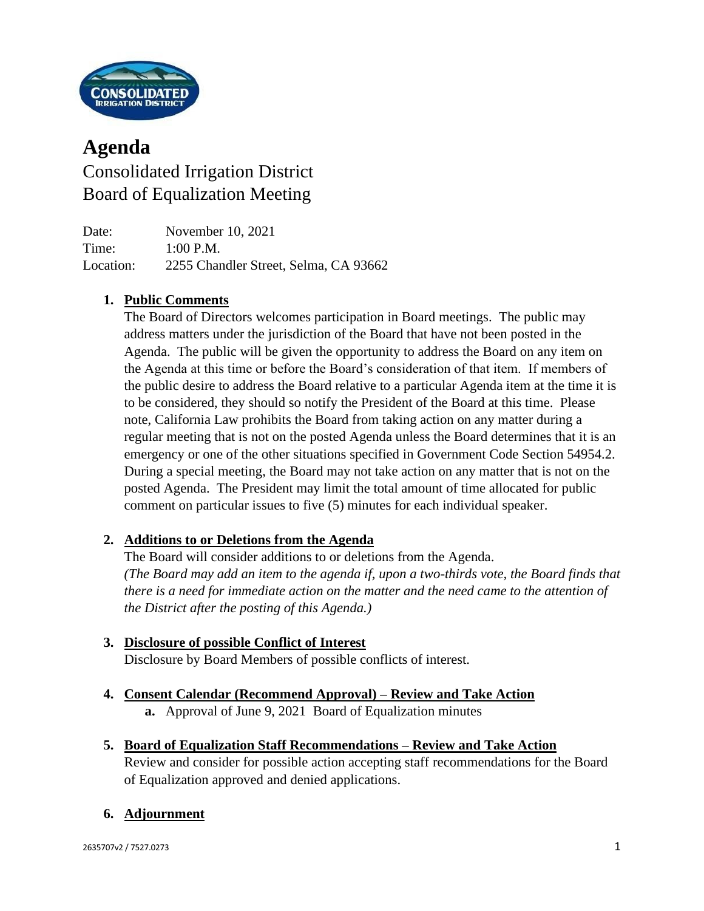# Agenda

## Consolidated Irrigation District
## Board of Equalization Meeting

Date: November 10, 2021
Time: 1:00 P.M.
Location: 2255 Chandler Street, Selma, CA 93662

1. **Public Comments**
   The Board of Directors welcomes participation in Board meetings. The public may address matters under the jurisdiction of the Board that have not been posted in the Agenda. The public will be given the opportunity to address the Board on any item on the Agenda at this time or before the Board's consideration of that item. If members of the public desire to address the Board relative to a particular Agenda item at the time it is to be considered, they should so notify the President of the Board at this time. Please note, California Law prohibits the Board from taking action on any matter during a regular meeting that is not on the posted Agenda unless the Board determines that it is an emergency or one of the other situations specified in Government Code Section 54954.2. During a special meeting, the Board may not take action on any matter that is not on the posted Agenda. The President may limit the total amount of time allocated for public comment on particular issues to five (5) minutes for each individual speaker.

2. **Additions to or Deletions from the Agenda**
   The Board will consider additions to or deletions from the Agenda.
   *(The Board may add an item to the agenda if, upon a two-thirds vote, the Board finds that there is a need for immediate action on the matter and the need came to the attention of the District after the posting of this Agenda.)*

3. **Disclosure of possible Conflict of Interest**
   Disclosure by Board Members of possible conflicts of interest.

4. **Consent Calendar (Recommend Approval) – Review and Take Action**
   **a.** Approval of June 9, 2021 Board of Equalization minutes

5. **Board of Equalization Staff Recommendations – Review and Take Action**
   Review and consider for possible action accepting staff recommendations for the Board of Equalization approved and denied applications.

6. **Adjournment**

2635707v2 / 7527.0273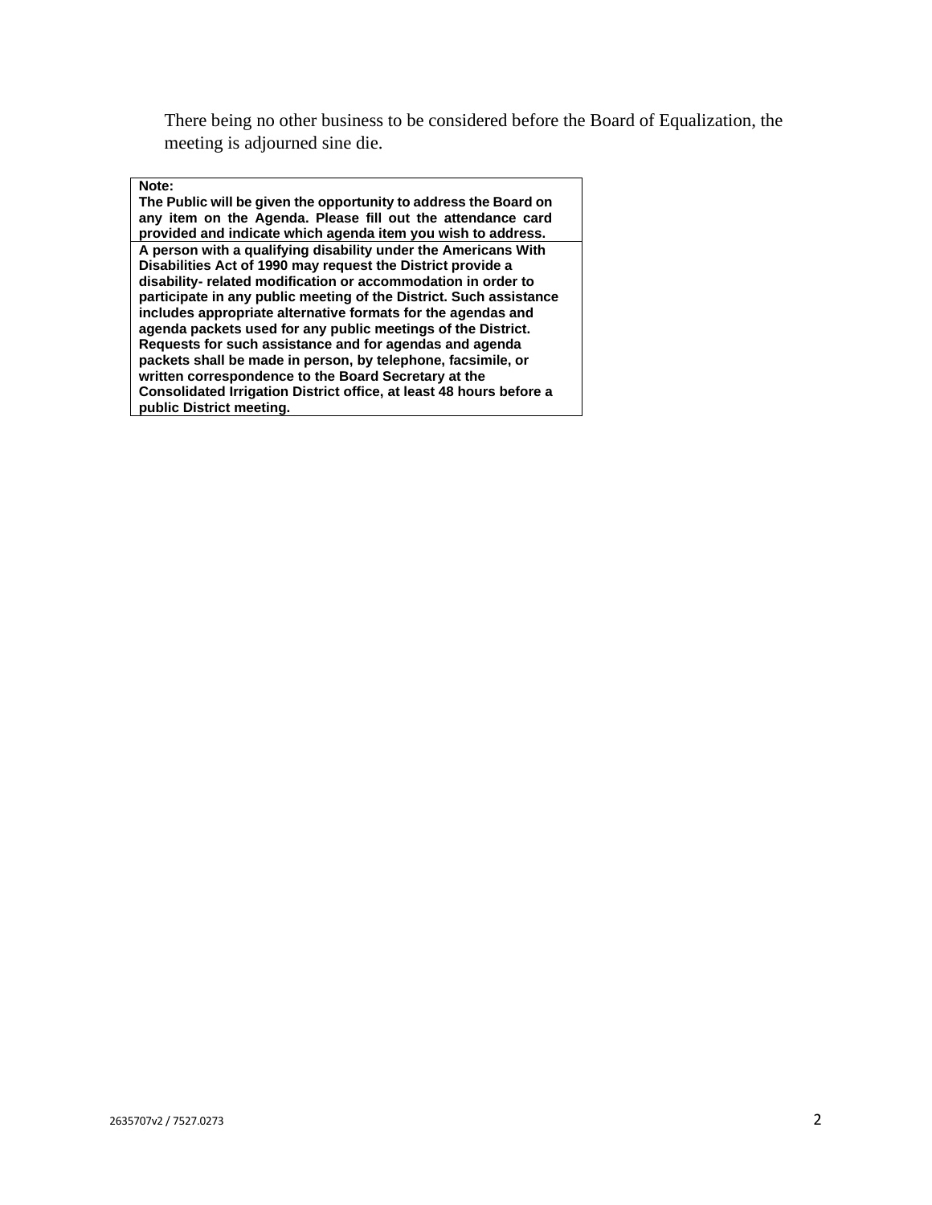There being no other business to be considered before the Board of Equalization, the meeting is adjourned sine die.

| |
|---|
| **Note:**<br>**The Public will be given the opportunity to address the Board on any item on the Agenda. Please fill out the attendance card provided and indicate which agenda item you wish to address.** |
| **A person with a qualifying disability under the Americans With Disabilities Act of 1990 may request the District provide a disability- related modification or accommodation in order to participate in any public meeting of the District. Such assistance includes appropriate alternative formats for the agendas and agenda packets used for any public meetings of the District. Requests for such assistance and for agendas and agenda packets shall be made in person, by telephone, facsimile, or written correspondence to the Board Secretary at the Consolidated Irrigation District office, at least 48 hours before a public District meeting.** |

2635707v2 / 7527.0273